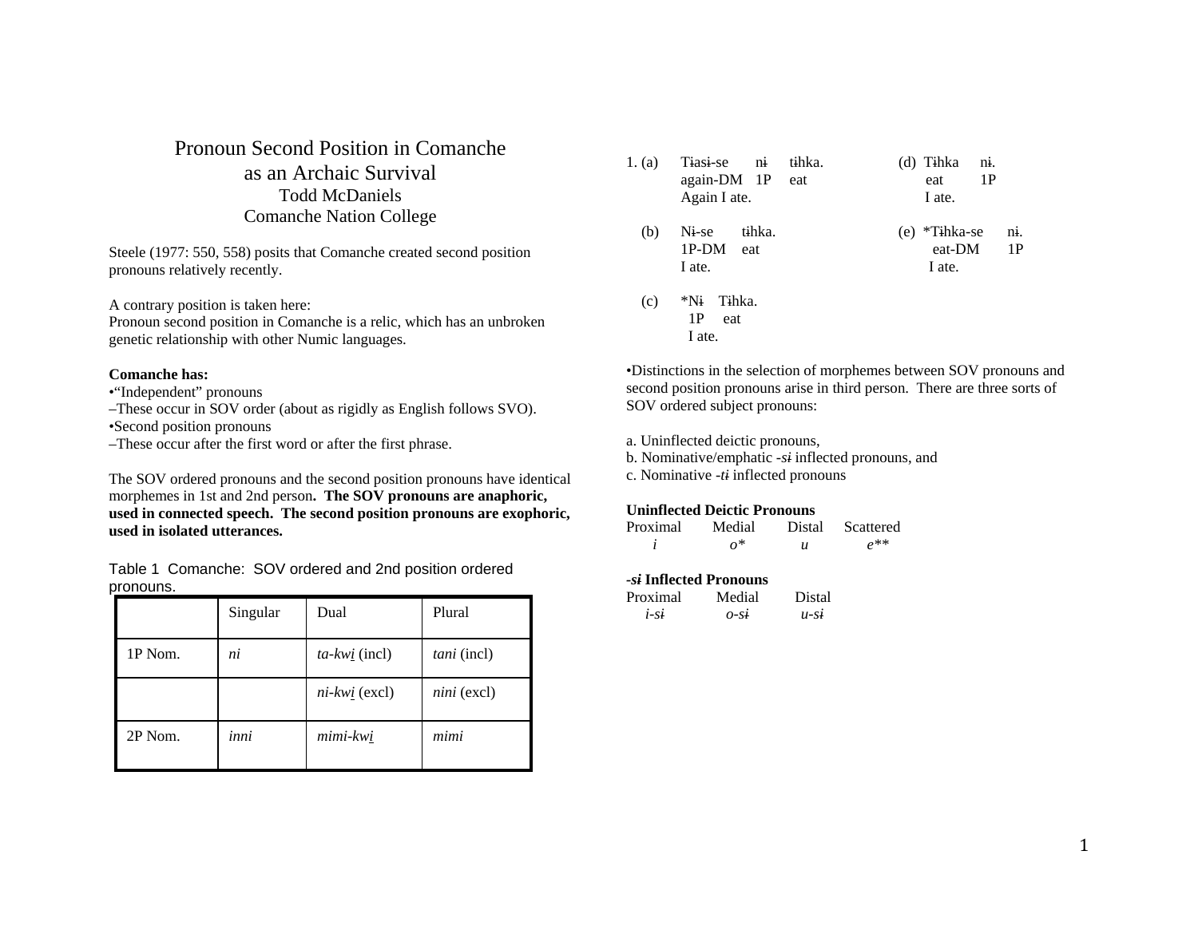# Pronoun Second Position in Comanche as an Archaic Survival

Todd McDaniels
Comanche Nation College

Steele (1977: 550, 558) posits that Comanche created second position pronouns relatively recently.

A contrary position is taken here:
Pronoun second position in Comanche is a relic, which has an unbroken genetic relationship with other Numic languages.

**Comanche has:**
•"Independent" pronouns
–These occur in SOV order (about as rigidly as English follows SVO).
•Second position pronouns
–These occur after the first word or after the first phrase.

The SOV ordered pronouns and the second position pronouns have identical morphemes in 1st and 2nd person**. The SOV pronouns are anaphoric, used in connected speech. The second position pronouns are exophoric, used in isolated utterances.**

Table 1 Comanche: SOV ordered and 2nd position ordered pronouns.

| | Singular | Dual | Plural |
|---|---|---|---|
| 1P Nom. | *ni* | *ta-kwi̲* (incl) | *tani* (incl) |
| | | *ni-kwi̲* (excl) | *nini* (excl) |
| 2P Nom. | *inni* | *mimi-kwi̲* | *mimi* |

1. (a) Tɨasɨ-se nɨ tɨhka.
 again-DM 1P eat
 Again I ate.

 (b) Nɨ-se tɨhka.
 1P-DM eat
 I ate.

 (c) *Nɨ Tɨhka.
 1P eat
 I ate.

 (d) Tɨhka nɨ.
 eat 1P
 I ate.

 (e) *Tɨhka-se nɨ.
 eat-DM 1P
 I ate.

•Distinctions in the selection of morphemes between SOV pronouns and second position pronouns arise in third person. There are three sorts of SOV ordered subject pronouns:

a. Uninflected deictic pronouns,
b. Nominative/emphatic *-sɨ* inflected pronouns, and
c. Nominative *-tɨ* inflected pronouns

**Uninflected Deictic Pronouns**

| Proximal | Medial | Distal | Scattered |
|---|---|---|---|
| *i* | *o** | *u* | *e*** |

***-sɨ* Inflected Pronouns**

| Proximal | Medial | Distal |
|---|---|---|
| *i-sɨ* | *o-sɨ* | *u-sɨ* |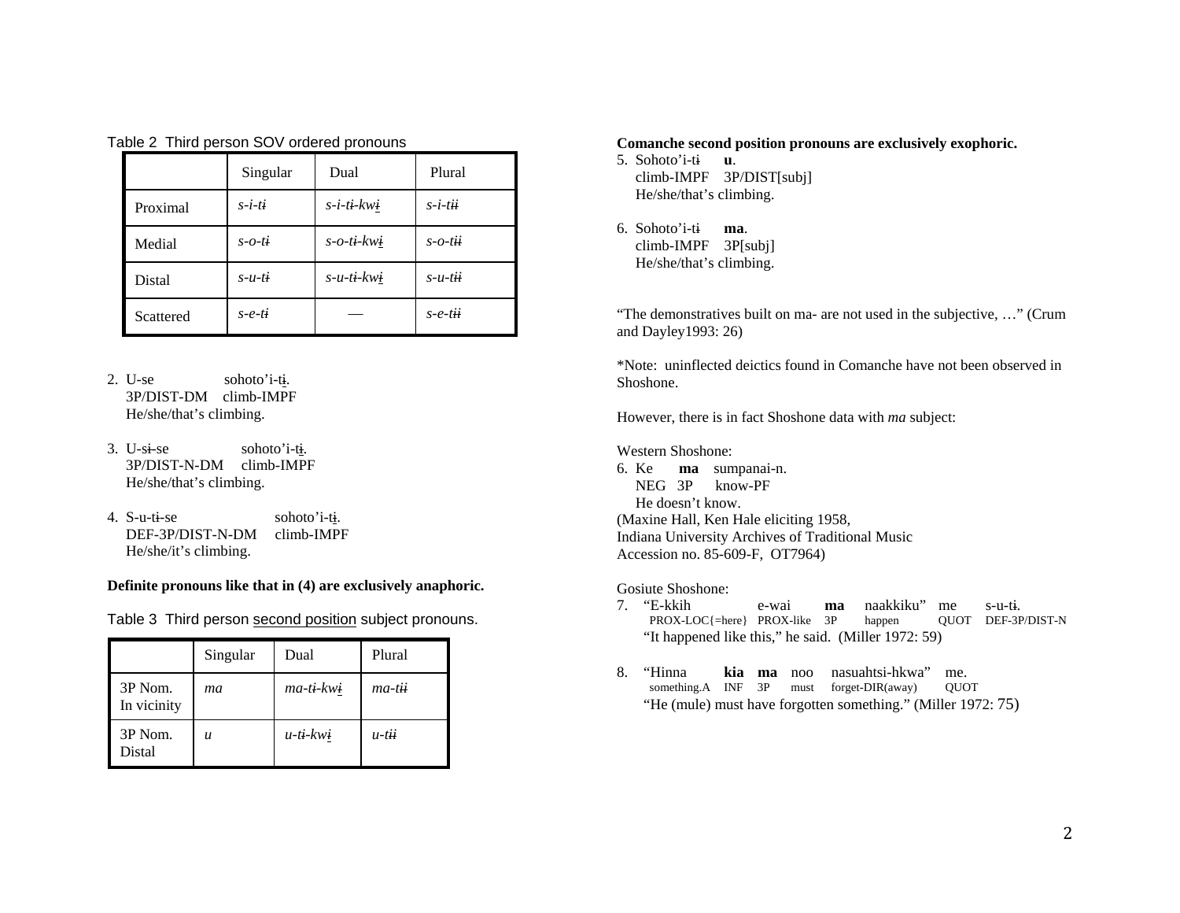Table 2 Third person SOV ordered pronouns

| | Singular | Dual | Plural |
|---|---|---|---|
| Proximal | *s-i-tɨ* | *s-i-tɨ-kwɨ̠* | *s-i-tɨɨ* |
| Medial | *s-o-tɨ* | *s-o-tɨ-kwɨ̠* | *s-o-tɨɨ* |
| Distal | *s-u-tɨ* | *s-u-tɨ-kwɨ̠* | *s-u-tɨɨ* |
| Scattered | *s-e-tɨ* | — | *s-e-tɨɨ* |

2. U-se sohoto'i-tɨ̠.
   3P/DIST-DM climb-IMPF
   He/she/that's climbing.

3. U-sɨ-se sohoto'i-tɨ̠.
   3P/DIST-N-DM climb-IMPF
   He/she/that's climbing.

4. S-u-tɨ-se sohoto'i-tɨ̠.
   DEF-3P/DIST-N-DM climb-IMPF
   He/she/it's climbing.

**Definite pronouns like that in (4) are exclusively anaphoric.**

Table 3 Third person second position subject pronouns.

| | Singular | Dual | Plural |
|---|---|---|---|
| 3P Nom. In vicinity | *ma* | *ma-tɨ-kwɨ̠* | *ma-tɨɨ* |
| 3P Nom. Distal | *u* | *u-tɨ-kwɨ̠* | *u-tɨɨ* |

**Comanche second position pronouns are exclusively exophoric.**

5. Sohoto'i-tɨ **u**.
   climb-IMPF 3P/DIST[subj]
   He/she/that's climbing.

6. Sohoto'i-tɨ **ma**.
   climb-IMPF 3P[subj]
   He/she/that's climbing.

"The demonstratives built on ma- are not used in the subjective, …" (Crum and Dayley1993: 26)

*Note: uninflected deictics found in Comanche have not been observed in Shoshone.

However, there is in fact Shoshone data with *ma* subject:

Western Shoshone:

6. Ke **ma** sumpanai-n.
   NEG 3P know-PF
   He doesn't know.

(Maxine Hall, Ken Hale eliciting 1958,
Indiana University Archives of Traditional Music
Accession no. 85-609-F, OT7964)

Gosiute Shoshone:

7. "E-kkih e-wai **ma** naakkiku" me s-u-tɨ.
   PROX-LOC{=here} PROX-like 3P happen QUOT DEF-3P/DIST-N
   "It happened like this," he said. (Miller 1972: 59)

8. "Hinna **kia** **ma** noo nasuahtsi-hkwa" me.
   something.A INF 3P must forget-DIR(away) QUOT
   "He (mule) must have forgotten something." (Miller 1972: 75)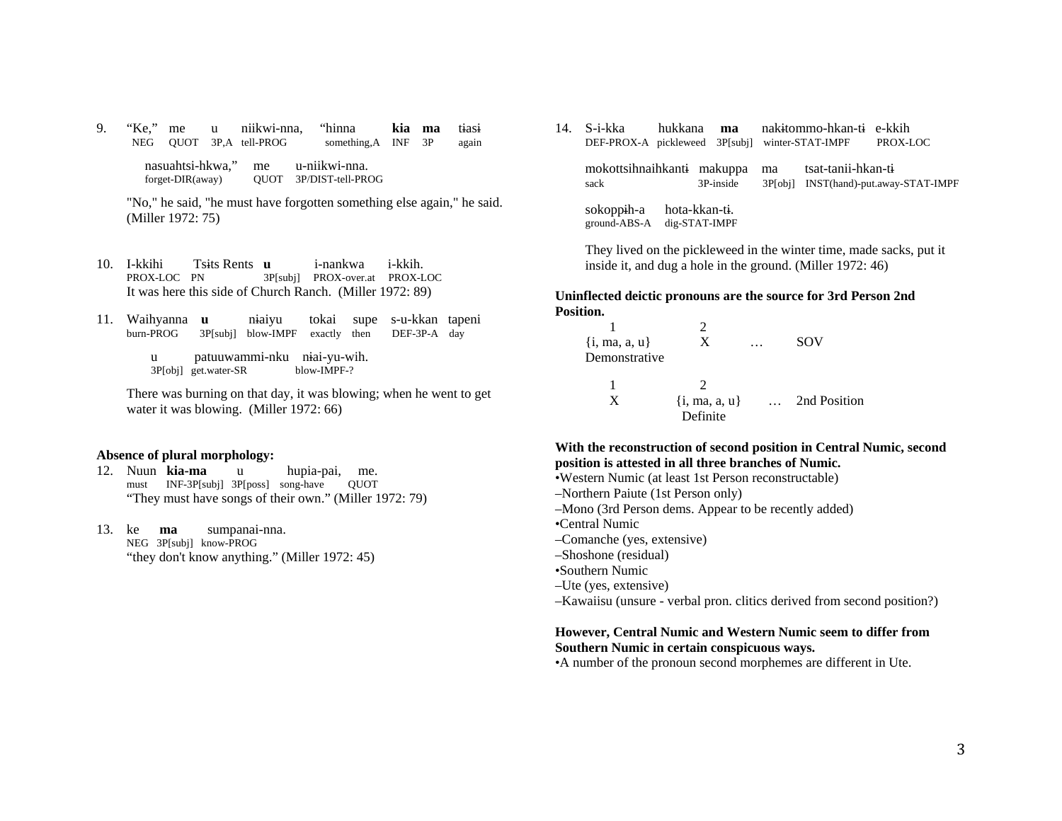9. “Ke,” me u niikwi-nna, “hinna **kia** **ma** tɨasɨ
   NEG QUOT 3P,A tell-PROG something,A INF 3P again

   nasuahtsi-hkwa,” me u-niikwi-nna.
   forget-DIR(away) QUOT 3P/DIST-tell-PROG

   "No," he said, "he must have forgotten something else again," he said. (Miller 1972: 75)

10. I-kkihi Tsɨts Rents **u** i-nankwa i-kkih.
    PROX-LOC PN 3P[subj] PROX-over.at PROX-LOC
    It was here this side of Church Ranch. (Miller 1972: 89)

11. Waihyanna **u** nɨaiyu tokai supe s-u-kkan tapeni
    burn-PROG 3P[subj] blow-IMPF exactly then DEF-3P-A day

    u patuuwammi-nku nɨai-yu-wih.
    3P[obj] get.water-SR blow-IMPF-?

    There was burning on that day, it was blowing; when he went to get water it was blowing. (Miller 1972: 66)

**Absence of plural morphology:**

12. Nuun **kia-ma** u hupia-pai, me.
    must INF-3P[subj] 3P[poss] song-have QUOT
    “They must have songs of their own.” (Miller 1972: 79)

13. ke **ma** sumpanai-nna.
    NEG 3P[subj] know-PROG
    “they don't know anything.” (Miller 1972: 45)

14. S-i-kka hukkana **ma** nakɨtommo-hkan-tɨ e-kkih
    DEF-PROX-A pickleweed 3P[subj] winter-STAT-IMPF PROX-LOC

    mokottsihnaihkantɨ makuppa ma tsat-tanii-hkan-tɨ
    sack 3P-inside 3P[obj] INST(hand)-put.away-STAT-IMPF

    sokoppɨh-a hota-kkan-tɨ.
    ground-ABS-A dig-STAT-IMPF

    They lived on the pickleweed in the winter time, made sacks, put it inside it, and dug a hole in the ground. (Miller 1972: 46)

**Uninflected deictic pronouns are the source for 3rd Person 2nd Position.**

| 1 | 2 | | |
|---|---|---|---|
| {i, ma, a, u} | X | … | SOV |
| Demonstrative | | | |

| 1 | 2 | | |
|---|---|---|---|
| X | {i, ma, a, u} | … | 2nd Position |
| | Definite | | |

**With the reconstruction of second position in Central Numic, second position is attested in all three branches of Numic.**

- Western Numic (at least 1st Person reconstructable)
  - –Northern Paiute (1st Person only)
  - –Mono (3rd Person dems. Appear to be recently added)
- Central Numic
  - –Comanche (yes, extensive)
  - –Shoshone (residual)
- Southern Numic
  - –Ute (yes, extensive)
  - –Kawaiisu (unsure - verbal pron. clitics derived from second position?)

**However, Central Numic and Western Numic seem to differ from Southern Numic in certain conspicuous ways.**

- A number of the pronoun second morphemes are different in Ute.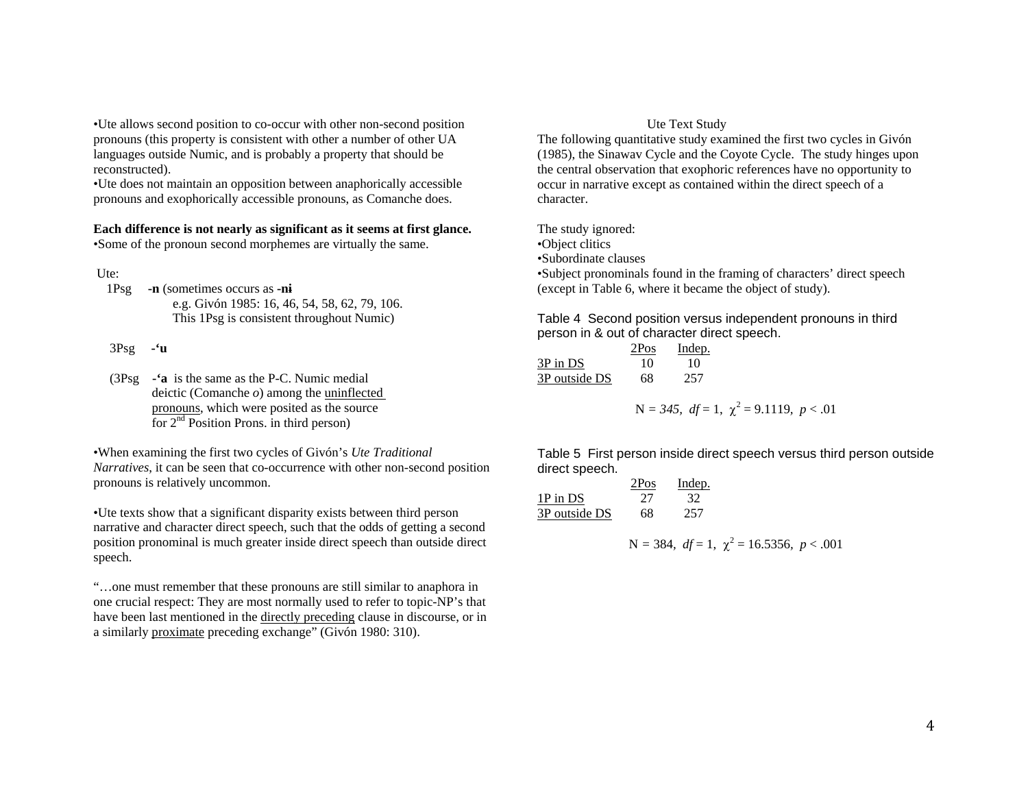•Ute allows second position to co-occur with other non-second position pronouns (this property is consistent with other a number of other UA languages outside Numic, and is probably a property that should be reconstructed).
•Ute does not maintain an opposition between anaphorically accessible pronouns and exophorically accessible pronouns, as Comanche does.

**Each difference is not nearly as significant as it seems at first glance.**
•Some of the pronoun second morphemes are virtually the same.

Ute:
1Psg **-n** (sometimes occurs as **-nɨ**
e.g. Givón 1985: 16, 46, 54, 58, 62, 79, 106.
This 1Psg is consistent throughout Numic)

3Psg **-'u**

(3Psg **-'a** is the same as the P-C. Numic medial deictic (Comanche *o*) among the uninflected pronouns, which were posited as the source for 2nd Position Prons. in third person)

•When examining the first two cycles of Givón's *Ute Traditional Narratives*, it can be seen that co-occurrence with other non-second position pronouns is relatively uncommon.

•Ute texts show that a significant disparity exists between third person narrative and character direct speech, such that the odds of getting a second position pronominal is much greater inside direct speech than outside direct speech.

"…one must remember that these pronouns are still similar to anaphora in one crucial respect: They are most normally used to refer to topic-NP's that have been last mentioned in the directly preceding clause in discourse, or in a similarly proximate preceding exchange" (Givón 1980: 310).

## Ute Text Study

The following quantitative study examined the first two cycles in Givón (1985), the Sinawav Cycle and the Coyote Cycle. The study hinges upon the central observation that exophoric references have no opportunity to occur in narrative except as contained within the direct speech of a character.

The study ignored:
•Object clitics
•Subordinate clauses
•Subject pronominals found in the framing of characters' direct speech (except in Table 6, where it became the object of study).

Table 4 Second position versus independent pronouns in third person in & out of character direct speech.

| | 2Pos | Indep. |
|---|---|---|
| 3P in DS | 10 | 10 |
| 3P outside DS | 68 | 257 |

N = *345*, $df = 1$, $\chi^2 = 9.1119$, $p < .01$

Table 5 First person inside direct speech versus third person outside direct speech.

| | 2Pos | Indep. |
|---|---|---|
| 1P in DS | 27 | 32 |
| 3P outside DS | 68 | 257 |

N = 384, $df = 1$, $\chi^2 = 16.5356$, $p < .001$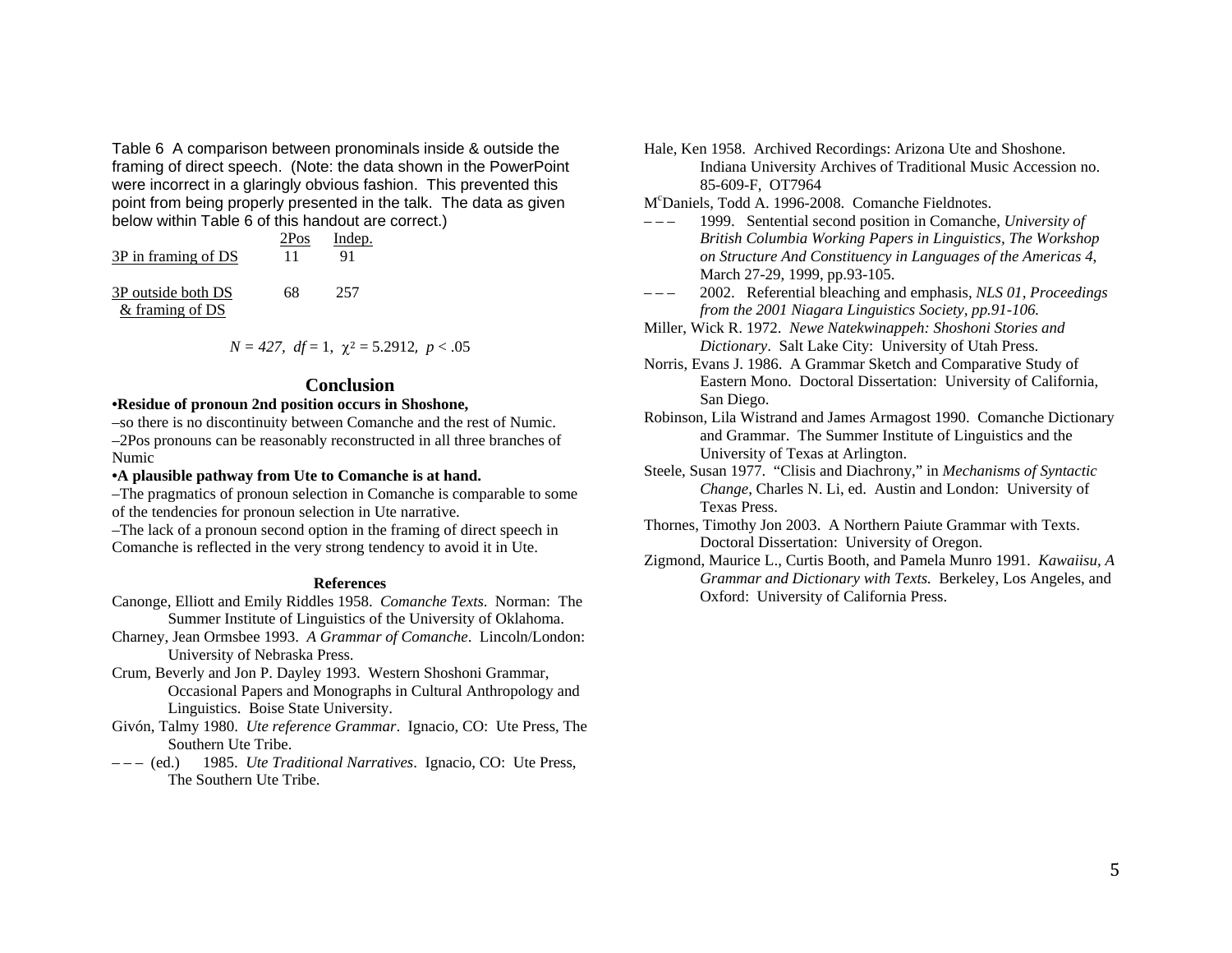Table 6 A comparison between pronominals inside & outside the framing of direct speech. (Note: the data shown in the PowerPoint were incorrect in a glaringly obvious fashion. This prevented this point from being properly presented in the talk. The data as given below within Table 6 of this handout are correct.)

| | 2Pos | Indep. |
|---|---|---|
| 3P in framing of DS | 11 | 91 |
| 3P outside both DS & framing of DS | 68 | 257 |

$N = 427$, $df = 1$, $\chi^2 = 5.2912$, $p < .05$

## Conclusion

**•Residue of pronoun 2nd position occurs in Shoshone,**

–so there is no discontinuity between Comanche and the rest of Numic.

–2Pos pronouns can be reasonably reconstructed in all three branches of Numic

**•A plausible pathway from Ute to Comanche is at hand.**

–The pragmatics of pronoun selection in Comanche is comparable to some of the tendencies for pronoun selection in Ute narrative.

–The lack of a pronoun second option in the framing of direct speech in Comanche is reflected in the very strong tendency to avoid it in Ute.

### References

Canonge, Elliott and Emily Riddles 1958. *Comanche Texts*. Norman: The Summer Institute of Linguistics of the University of Oklahoma.

Charney, Jean Ormsbee 1993. *A Grammar of Comanche*. Lincoln/London: University of Nebraska Press.

Crum, Beverly and Jon P. Dayley 1993. Western Shoshoni Grammar, Occasional Papers and Monographs in Cultural Anthropology and Linguistics. Boise State University.

Givón, Talmy 1980. *Ute reference Grammar*. Ignacio, CO: Ute Press, The Southern Ute Tribe.

– – – (ed.) 1985. *Ute Traditional Narratives*. Ignacio, CO: Ute Press, The Southern Ute Tribe.

Hale, Ken 1958. Archived Recordings: Arizona Ute and Shoshone. Indiana University Archives of Traditional Music Accession no. 85-609-F, OT7964

McDaniels, Todd A. 1996-2008. Comanche Fieldnotes.

– – – 1999. Sentential second position in Comanche, *University of British Columbia Working Papers in Linguistics, The Workshop on Structure And Constituency in Languages of the Americas 4,* March 27-29, 1999, pp.93-105.

– – – 2002. Referential bleaching and emphasis, *NLS 01, Proceedings from the 2001 Niagara Linguistics Society, pp.91-106.*

Miller, Wick R. 1972. *Newe Natekwinappeh: Shoshoni Stories and Dictionary*. Salt Lake City: University of Utah Press.

Norris, Evans J. 1986. A Grammar Sketch and Comparative Study of Eastern Mono. Doctoral Dissertation: University of California, San Diego.

Robinson, Lila Wistrand and James Armagost 1990. Comanche Dictionary and Grammar. The Summer Institute of Linguistics and the University of Texas at Arlington.

Steele, Susan 1977. "Clisis and Diachrony," in *Mechanisms of Syntactic Change*, Charles N. Li, ed. Austin and London: University of Texas Press.

Thornes, Timothy Jon 2003. A Northern Paiute Grammar with Texts. Doctoral Dissertation: University of Oregon.

Zigmond, Maurice L., Curtis Booth, and Pamela Munro 1991. *Kawaiisu, A Grammar and Dictionary with Texts.* Berkeley, Los Angeles, and Oxford: University of California Press.